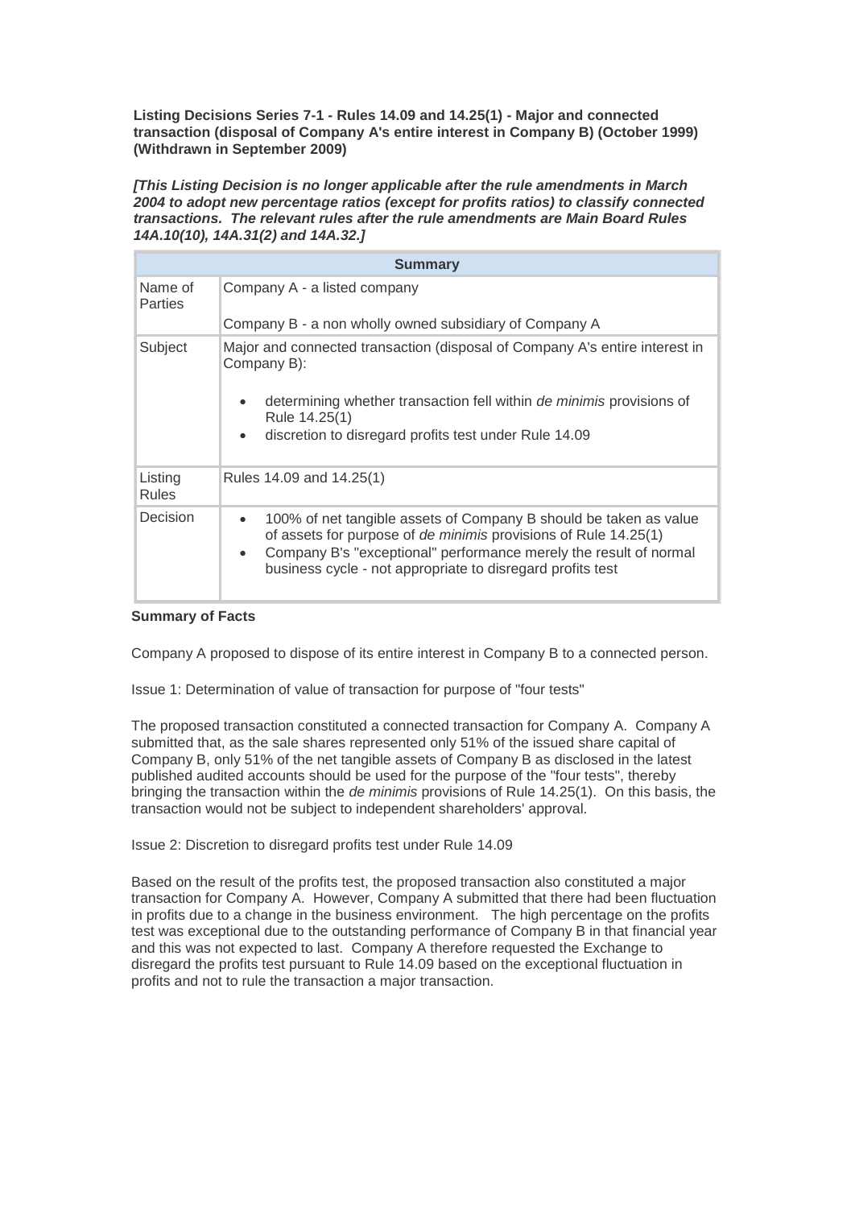**Listing Decisions Series 7-1 - Rules 14.09 and 14.25(1) - Major and connected transaction (disposal of Company A's entire interest in Company B) (October 1999) (Withdrawn in September 2009)**

***[This Listing Decision is no longer applicable after the rule amendments in March 2004 to adopt new percentage ratios (except for profits ratios) to classify connected transactions. The relevant rules after the rule amendments are Main Board Rules 14A.10(10), 14A.31(2) and 14A.32.]***

| Summary | |
|---|---|
| Name of Parties | Company A - a listed company<br><br>Company B - a non wholly owned subsidiary of Company A |
| Subject | Major and connected transaction (disposal of Company A's entire interest in Company B):<br><br>• determining whether transaction fell within *de minimis* provisions of Rule 14.25(1)<br>• discretion to disregard profits test under Rule 14.09 |
| Listing Rules | Rules 14.09 and 14.25(1) |
| Decision | • 100% of net tangible assets of Company B should be taken as value of assets for purpose of *de minimis* provisions of Rule 14.25(1)<br>• Company B's "exceptional" performance merely the result of normal business cycle - not appropriate to disregard profits test |

**Summary of Facts**

Company A proposed to dispose of its entire interest in Company B to a connected person.

Issue 1: Determination of value of transaction for purpose of "four tests"

The proposed transaction constituted a connected transaction for Company A. Company A submitted that, as the sale shares represented only 51% of the issued share capital of Company B, only 51% of the net tangible assets of Company B as disclosed in the latest published audited accounts should be used for the purpose of the "four tests", thereby bringing the transaction within the *de minimis* provisions of Rule 14.25(1). On this basis, the transaction would not be subject to independent shareholders' approval.

Issue 2: Discretion to disregard profits test under Rule 14.09

Based on the result of the profits test, the proposed transaction also constituted a major transaction for Company A. However, Company A submitted that there had been fluctuation in profits due to a change in the business environment. The high percentage on the profits test was exceptional due to the outstanding performance of Company B in that financial year and this was not expected to last. Company A therefore requested the Exchange to disregard the profits test pursuant to Rule 14.09 based on the exceptional fluctuation in profits and not to rule the transaction a major transaction.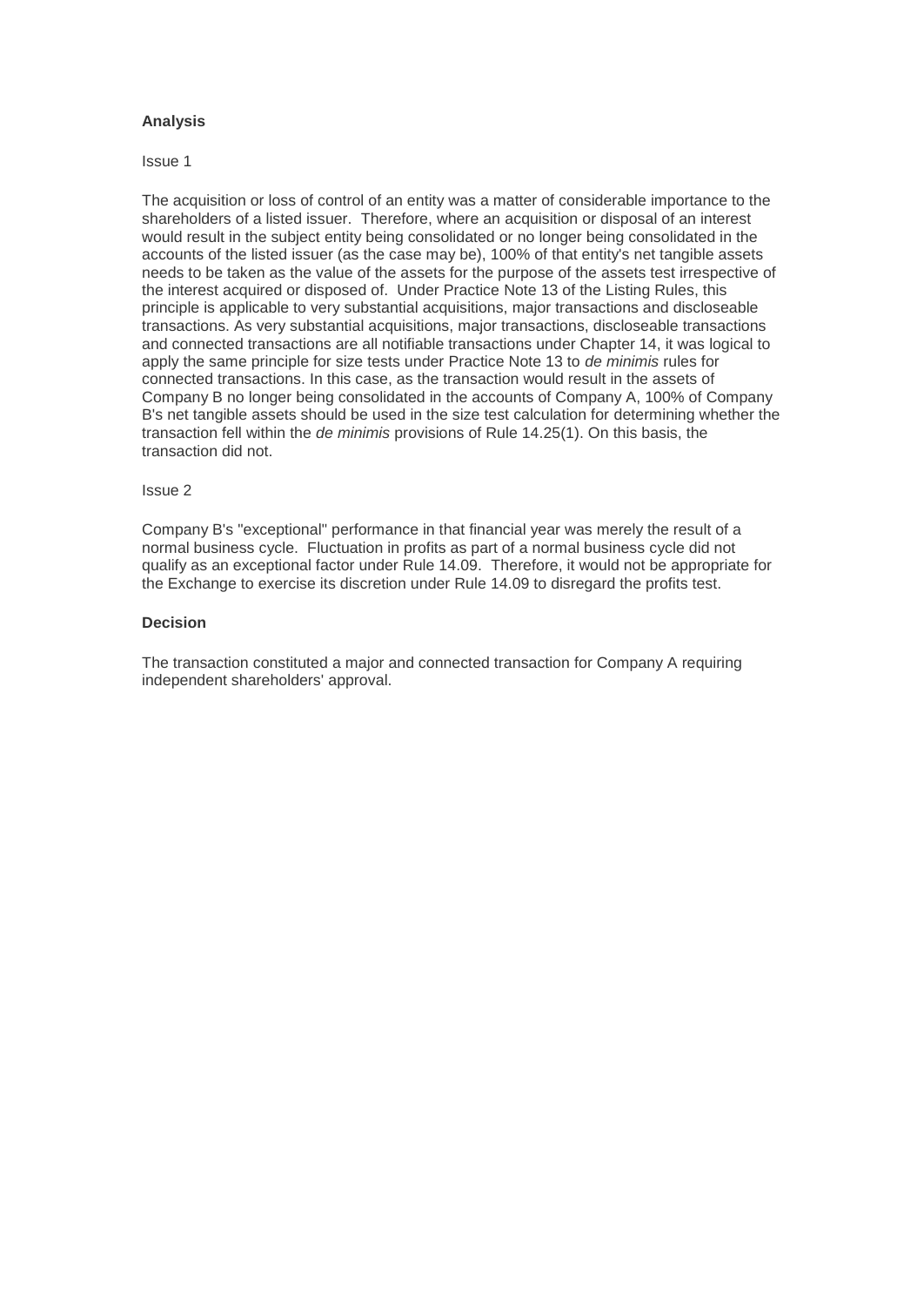**Analysis**

Issue 1

The acquisition or loss of control of an entity was a matter of considerable importance to the shareholders of a listed issuer. Therefore, where an acquisition or disposal of an interest would result in the subject entity being consolidated or no longer being consolidated in the accounts of the listed issuer (as the case may be), 100% of that entity's net tangible assets needs to be taken as the value of the assets for the purpose of the assets test irrespective of the interest acquired or disposed of. Under Practice Note 13 of the Listing Rules, this principle is applicable to very substantial acquisitions, major transactions and discloseable transactions. As very substantial acquisitions, major transactions, discloseable transactions and connected transactions are all notifiable transactions under Chapter 14, it was logical to apply the same principle for size tests under Practice Note 13 to *de minimis* rules for connected transactions. In this case, as the transaction would result in the assets of Company B no longer being consolidated in the accounts of Company A, 100% of Company B's net tangible assets should be used in the size test calculation for determining whether the transaction fell within the *de minimis* provisions of Rule 14.25(1). On this basis, the transaction did not.

Issue 2

Company B's "exceptional" performance in that financial year was merely the result of a normal business cycle. Fluctuation in profits as part of a normal business cycle did not qualify as an exceptional factor under Rule 14.09. Therefore, it would not be appropriate for the Exchange to exercise its discretion under Rule 14.09 to disregard the profits test.

**Decision**

The transaction constituted a major and connected transaction for Company A requiring independent shareholders' approval.